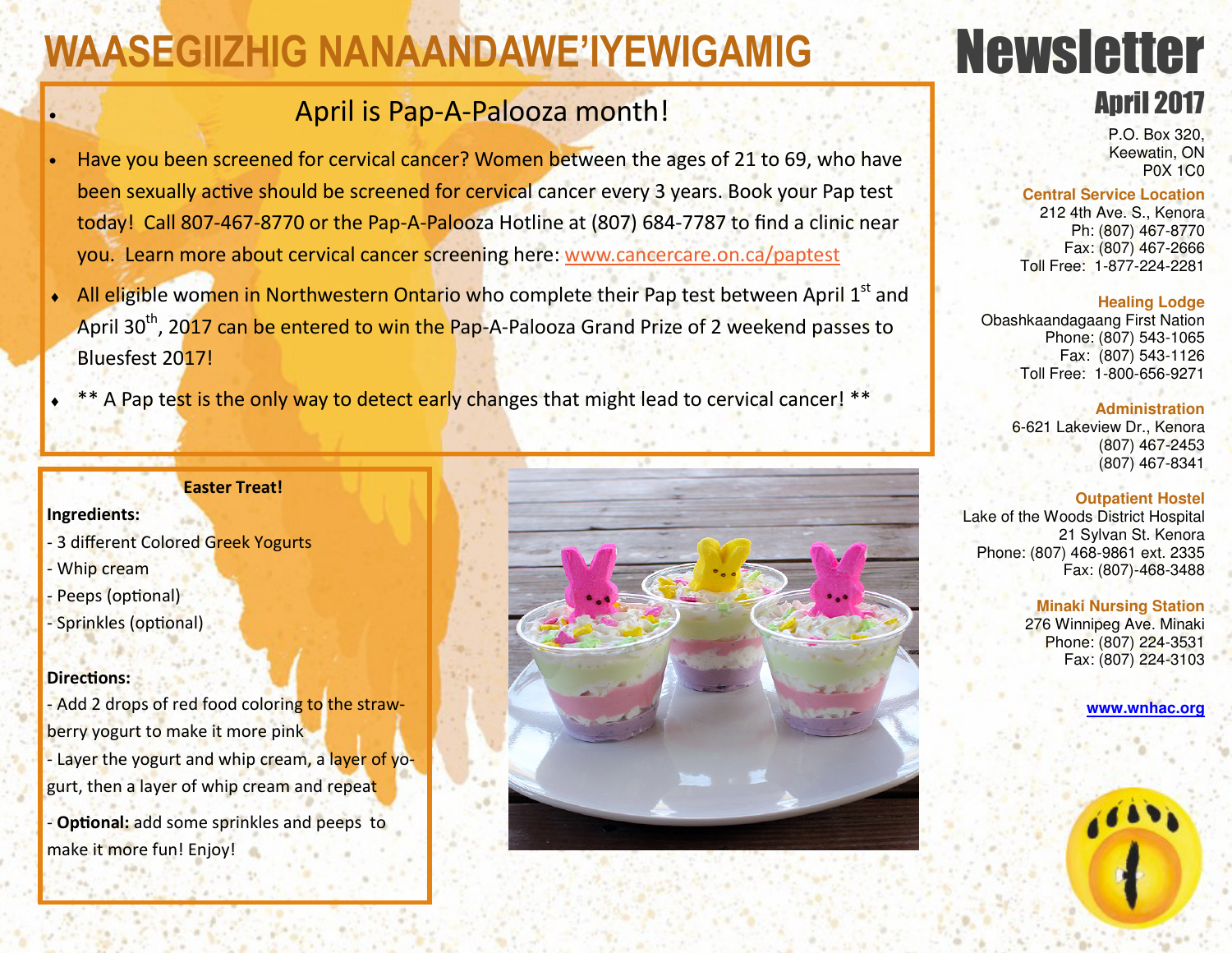# WAASEGIIZHIG NANAANDAWE'IYEWIGAMIG

# Newsletter

## April 2017

P.O. Box 320,
Keewatin, ON
P0X 1C0

**Central Service Location**
212 4th Ave. S., Kenora
Ph: (807) 467-8770
Fax: (807) 467-2666
Toll Free: 1-877-224-2281

**Healing Lodge**
Obashkaandagaang First Nation
Phone: (807) 543-1065
Fax: (807) 543-1126
Toll Free: 1-800-656-9271

**Administration**
6-621 Lakeview Dr., Kenora
(807) 467-2453
(807) 467-8341

**Outpatient Hostel**
Lake of the Woods District Hospital
21 Sylvan St. Kenora
Phone: (807) 468-9861 ext. 2335
Fax: (807)-468-3488

**Minaki Nursing Station**
276 Winnipeg Ave. Minaki
Phone: (807) 224-3531
Fax: (807) 224-3103

**www.wnhac.org**

## April is Pap-A-Palooza month!

- Have you been screened for cervical cancer? Women between the ages of 21 to 69, who have been sexually active should be screened for cervical cancer every 3 years. Book your Pap test today! Call 807-467-8770 or the Pap-A-Palooza Hotline at (807) 684-7787 to find a clinic near you. Learn more about cervical cancer screening here: www.cancercare.on.ca/paptest
- All eligible women in Northwestern Ontario who complete their Pap test between April 1st and April 30th, 2017 can be entered to win the Pap-A-Palooza Grand Prize of 2 weekend passes to Bluesfest 2017!
- ** A Pap test is the only way to detect early changes that might lead to cervical cancer! **

### Easter Treat!

**Ingredients:**

- 3 different Colored Greek Yogurts
- Whip cream
- Peeps (optional)
- Sprinkles (optional)

**Directions:**

- Add 2 drops of red food coloring to the strawberry yogurt to make it more pink
- Layer the yogurt and whip cream, a layer of yogurt, then a layer of whip cream and repeat
- **Optional:** add some sprinkles and peeps to make it more fun! Enjoy!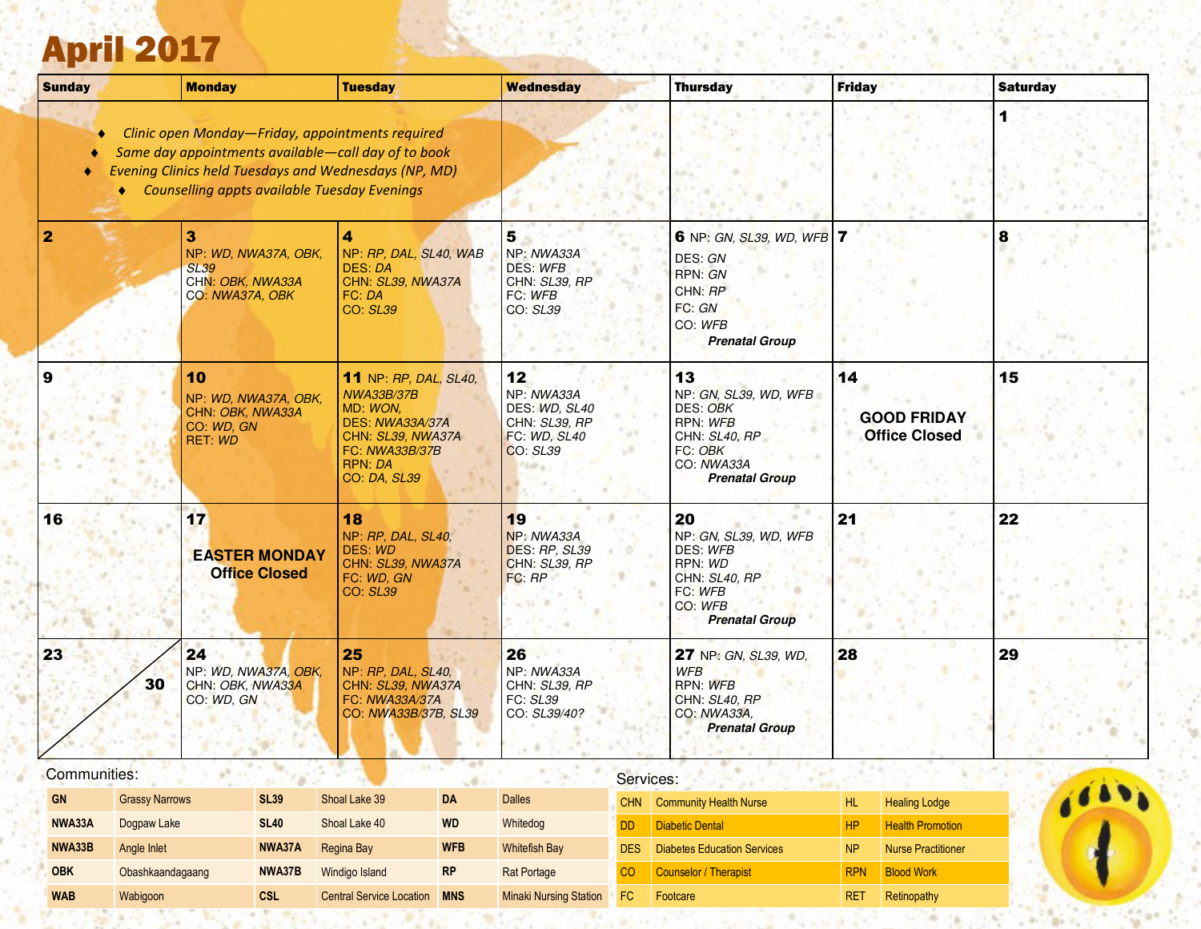# April 2017

| Sunday | Monday | Tuesday | Wednesday | Thursday | Friday | Saturday |
|---|---|---|---|---|---|---|
| ♦ Clinic open Monday—Friday, appointments required<br>♦ Same day appointments available—call day of to book<br>♦ Evening Clinics held Tuesdays and Wednesdays (NP, MD)<br>♦ Counselling appts available Tuesday Evenings | | | | | | **1** |
| **2** | **3**<br>NP: *WD, NWA37A, OBK, SL39*<br>CHN: *OBK, NWA33A*<br>CO: *NWA37A, OBK* | **4**<br>NP: *RP, DAL, SL40, WAB*<br>DES: *DA*<br>CHN: *SL39, NWA37A*<br>FC: *DA*<br>CO: *SL39* | **5**<br>NP: *NWA33A*<br>DES: *WFB*<br>CHN: *SL39, RP*<br>FC: *WFB*<br>CO: *SL39* | **6** NP: *GN, SL39, WD, WFB*<br>DES: *GN*<br>RPN: *GN*<br>CHN: *RP*<br>FC: *GN*<br>CO: *WFB*<br>***Prenatal Group*** | **7** | **8** |
| **9** | **10**<br>NP: *WD, NWA37A, OBK,*<br>CHN: *OBK, NWA33A*<br>CO: *WD, GN*<br>RET: *WD* | **11** NP: *RP, DAL, SL40, NWA33B/37B*<br>MD: *WON,*<br>DES: *NWA33A/37A*<br>CHN: *SL39, NWA37A*<br>FC: *NWA33B/37B*<br>RPN: *DA*<br>CO: *DA, SL39* | **12**<br>NP: *NWA33A*<br>DES: *WD, SL40*<br>CHN: *SL39, RP*<br>FC: *WD, SL40*<br>CO: *SL39* | **13**<br>NP: *GN, SL39, WD, WFB*<br>DES: *OBK*<br>RPN: *WFB*<br>CHN: *SL40, RP*<br>FC: *OBK*<br>CO: *NWA33A*<br>***Prenatal Group*** | **14**<br>**GOOD FRIDAY**<br>**Office Closed** | **15** |
| **16** | **17**<br>**EASTER MONDAY**<br>**Office Closed** | **18**<br>NP: *RP, DAL, SL40,*<br>DES: *WD*<br>CHN: *SL39, NWA37A*<br>FC: *WD, GN*<br>CO: *SL39* | **19**<br>NP: *NWA33A*<br>DES: *RP, SL39*<br>CHN: *SL39, RP*<br>FC: *RP* | **20**<br>NP: *GN, SL39, WD, WFB*<br>DES: *WFB*<br>RPN: *WD*<br>CHN: *SL40, RP*<br>FC: *WFB*<br>CO: *WFB*<br>***Prenatal Group*** | **21** | **22** |
| **23** / **30** | **24**<br>NP: *WD, NWA37A, OBK,*<br>CHN: *OBK, NWA33A*<br>CO: *WD, GN* | **25**<br>NP: *RP, DAL, SL40,*<br>CHN: *SL39, NWA37A*<br>FC: *NWA33A/37A*<br>CO: *NWA33B/37B, SL39* | **26**<br>NP: *NWA33A*<br>CHN: *SL39, RP*<br>FC: *SL39*<br>CO: *SL39/40?* | **27** NP: *GN, SL39, WD, WFB*<br>RPN: *WFB*<br>CHN: *SL40, RP*<br>CO: *NWA33A,*<br>***Prenatal Group*** | **28** | **29** |

Communities:

| | | | | | |
|---|---|---|---|---|---|
| **GN** | Grassy Narrows | **SL39** | Shoal Lake 39 | **DA** | Dalles |
| **NWA33A** | Dogpaw Lake | **SL40** | Shoal Lake 40 | **WD** | Whitedog |
| **NWA33B** | Angle Inlet | **NWA37A** | Regina Bay | **WFB** | Whitefish Bay |
| **OBK** | Obashkaandagaang | **NWA37B** | Windigo Island | **RP** | Rat Portage |
| **WAB** | Wabigoon | **CSL** | Central Service Location | **MNS** | Minaki Nursing Station |

Services:

| | | | |
|---|---|---|---|
| CHN | Community Health Nurse | HL | Healing Lodge |
| DD | Diabetic Dental | HP | Health Promotion |
| DES | Diabetes Education Services | NP | Nurse Practitioner |
| CO | Counselor / Therapist | RPN | Blood Work |
| FC | Footcare | RET | Retinopathy |